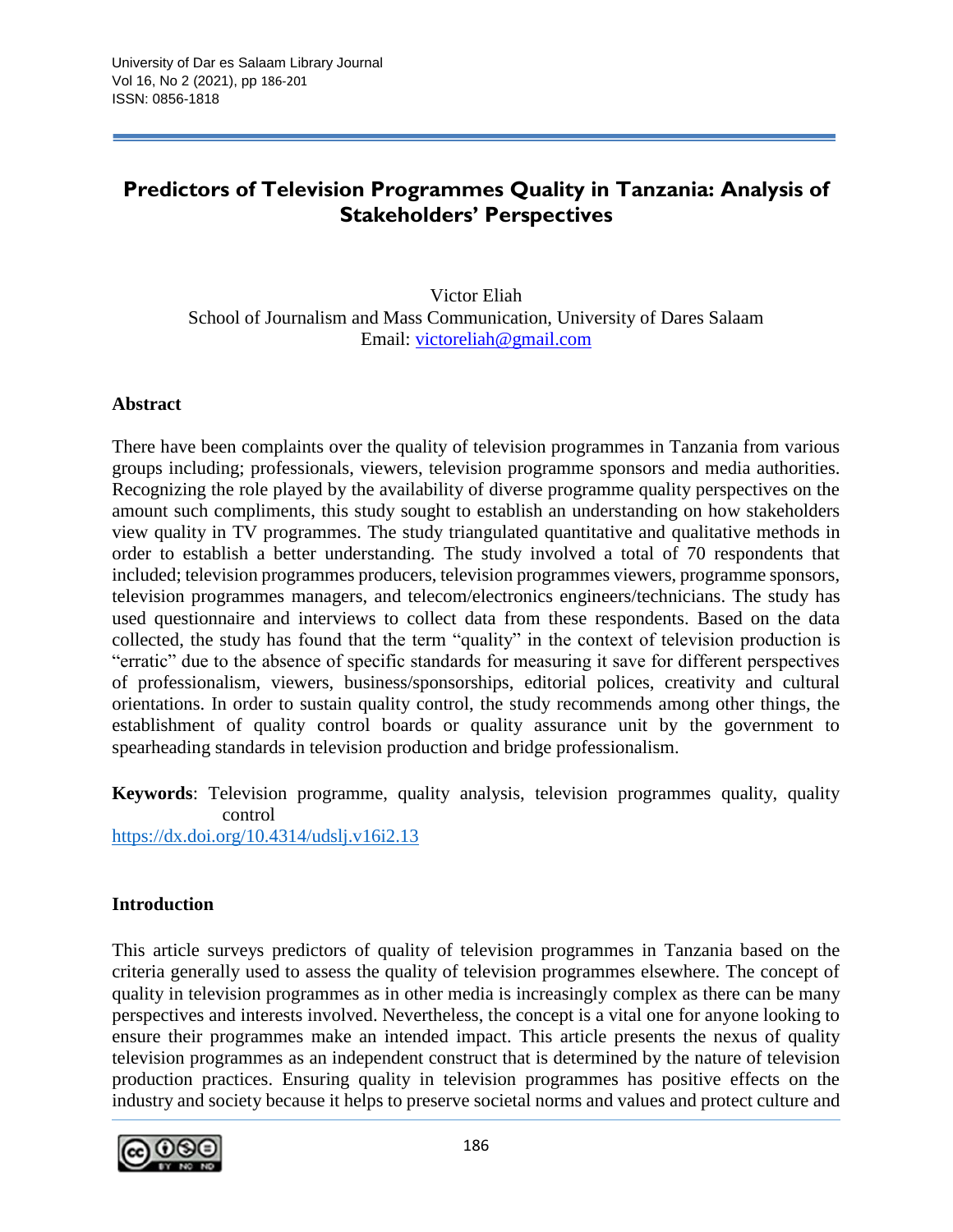# Predictors of Television Programmes Quality in Tanzania: Analysis of Stakeholders' Perspectives

Victor Eliah
School of Journalism and Mass Communication, University of Dares Salaam
Email: victoreliah@gmail.com

## Abstract

There have been complaints over the quality of television programmes in Tanzania from various groups including; professionals, viewers, television programme sponsors and media authorities. Recognizing the role played by the availability of diverse programme quality perspectives on the amount such compliments, this study sought to establish an understanding on how stakeholders view quality in TV programmes. The study triangulated quantitative and qualitative methods in order to establish a better understanding. The study involved a total of 70 respondents that included; television programmes producers, television programmes viewers, programme sponsors, television programmes managers, and telecom/electronics engineers/technicians. The study has used questionnaire and interviews to collect data from these respondents. Based on the data collected, the study has found that the term "quality" in the context of television production is "erratic" due to the absence of specific standards for measuring it save for different perspectives of professionalism, viewers, business/sponsorships, editorial polices, creativity and cultural orientations. In order to sustain quality control, the study recommends among other things, the establishment of quality control boards or quality assurance unit by the government to spearheading standards in television production and bridge professionalism.

**Keywords**: Television programme, quality analysis, television programmes quality, quality control

https://dx.doi.org/10.4314/udslj.v16i2.13

## Introduction

This article surveys predictors of quality of television programmes in Tanzania based on the criteria generally used to assess the quality of television programmes elsewhere. The concept of quality in television programmes as in other media is increasingly complex as there can be many perspectives and interests involved. Nevertheless, the concept is a vital one for anyone looking to ensure their programmes make an intended impact. This article presents the nexus of quality television programmes as an independent construct that is determined by the nature of television production practices. Ensuring quality in television programmes has positive effects on the industry and society because it helps to preserve societal norms and values and protect culture and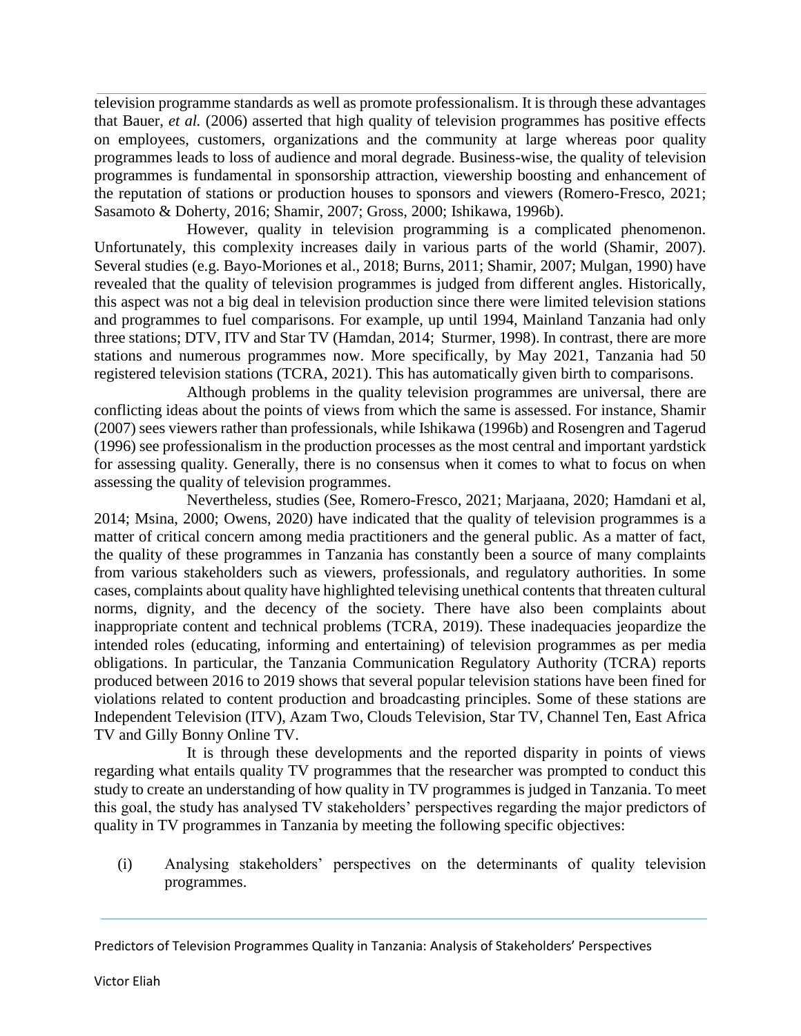television programme standards as well as promote professionalism. It is through these advantages that Bauer, *et al.* (2006) asserted that high quality of television programmes has positive effects on employees, customers, organizations and the community at large whereas poor quality programmes leads to loss of audience and moral degrade. Business-wise, the quality of television programmes is fundamental in sponsorship attraction, viewership boosting and enhancement of the reputation of stations or production houses to sponsors and viewers (Romero-Fresco, 2021; Sasamoto & Doherty, 2016; Shamir, 2007; Gross, 2000; Ishikawa, 1996b).

However, quality in television programming is a complicated phenomenon. Unfortunately, this complexity increases daily in various parts of the world (Shamir, 2007). Several studies (e.g. Bayo-Moriones et al., 2018; Burns, 2011; Shamir, 2007; Mulgan, 1990) have revealed that the quality of television programmes is judged from different angles. Historically, this aspect was not a big deal in television production since there were limited television stations and programmes to fuel comparisons. For example, up until 1994, Mainland Tanzania had only three stations; DTV, ITV and Star TV (Hamdan, 2014; Sturmer, 1998). In contrast, there are more stations and numerous programmes now. More specifically, by May 2021, Tanzania had 50 registered television stations (TCRA, 2021). This has automatically given birth to comparisons.

Although problems in the quality television programmes are universal, there are conflicting ideas about the points of views from which the same is assessed. For instance, Shamir (2007) sees viewers rather than professionals, while Ishikawa (1996b) and Rosengren and Tagerud (1996) see professionalism in the production processes as the most central and important yardstick for assessing quality. Generally, there is no consensus when it comes to what to focus on when assessing the quality of television programmes.

Nevertheless, studies (See, Romero-Fresco, 2021; Marjaana, 2020; Hamdani et al, 2014; Msina, 2000; Owens, 2020) have indicated that the quality of television programmes is a matter of critical concern among media practitioners and the general public. As a matter of fact, the quality of these programmes in Tanzania has constantly been a source of many complaints from various stakeholders such as viewers, professionals, and regulatory authorities. In some cases, complaints about quality have highlighted televising unethical contents that threaten cultural norms, dignity, and the decency of the society. There have also been complaints about inappropriate content and technical problems (TCRA, 2019). These inadequacies jeopardize the intended roles (educating, informing and entertaining) of television programmes as per media obligations. In particular, the Tanzania Communication Regulatory Authority (TCRA) reports produced between 2016 to 2019 shows that several popular television stations have been fined for violations related to content production and broadcasting principles. Some of these stations are Independent Television (ITV), Azam Two, Clouds Television, Star TV, Channel Ten, East Africa TV and Gilly Bonny Online TV.

It is through these developments and the reported disparity in points of views regarding what entails quality TV programmes that the researcher was prompted to conduct this study to create an understanding of how quality in TV programmes is judged in Tanzania. To meet this goal, the study has analysed TV stakeholders' perspectives regarding the major predictors of quality in TV programmes in Tanzania by meeting the following specific objectives:

(i) Analysing stakeholders' perspectives on the determinants of quality television programmes.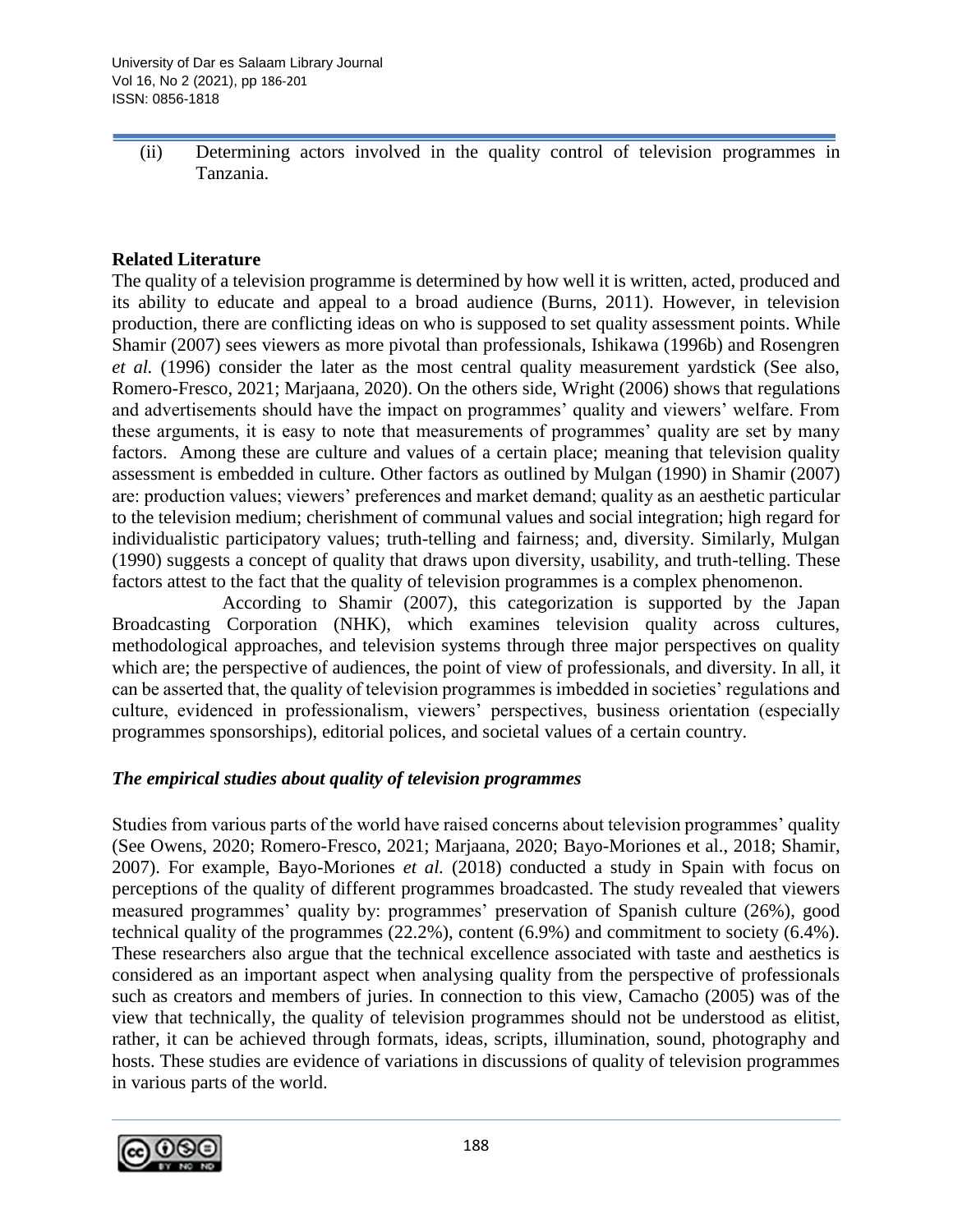(ii) Determining actors involved in the quality control of television programmes in Tanzania.

## Related Literature

The quality of a television programme is determined by how well it is written, acted, produced and its ability to educate and appeal to a broad audience (Burns, 2011). However, in television production, there are conflicting ideas on who is supposed to set quality assessment points. While Shamir (2007) sees viewers as more pivotal than professionals, Ishikawa (1996b) and Rosengren *et al.* (1996) consider the later as the most central quality measurement yardstick (See also, Romero-Fresco, 2021; Marjaana, 2020). On the others side, Wright (2006) shows that regulations and advertisements should have the impact on programmes' quality and viewers' welfare. From these arguments, it is easy to note that measurements of programmes' quality are set by many factors. Among these are culture and values of a certain place; meaning that television quality assessment is embedded in culture. Other factors as outlined by Mulgan (1990) in Shamir (2007) are: production values; viewers' preferences and market demand; quality as an aesthetic particular to the television medium; cherishment of communal values and social integration; high regard for individualistic participatory values; truth-telling and fairness; and, diversity. Similarly, Mulgan (1990) suggests a concept of quality that draws upon diversity, usability, and truth-telling. These factors attest to the fact that the quality of television programmes is a complex phenomenon.

According to Shamir (2007), this categorization is supported by the Japan Broadcasting Corporation (NHK), which examines television quality across cultures, methodological approaches, and television systems through three major perspectives on quality which are; the perspective of audiences, the point of view of professionals, and diversity. In all, it can be asserted that, the quality of television programmes is imbedded in societies' regulations and culture, evidenced in professionalism, viewers' perspectives, business orientation (especially programmes sponsorships), editorial polices, and societal values of a certain country.

### *The empirical studies about quality of television programmes*

Studies from various parts of the world have raised concerns about television programmes' quality (See Owens, 2020; Romero-Fresco, 2021; Marjaana, 2020; Bayo-Moriones et al., 2018; Shamir, 2007). For example, Bayo-Moriones *et al.* (2018) conducted a study in Spain with focus on perceptions of the quality of different programmes broadcasted. The study revealed that viewers measured programmes' quality by: programmes' preservation of Spanish culture (26%), good technical quality of the programmes (22.2%), content (6.9%) and commitment to society (6.4%). These researchers also argue that the technical excellence associated with taste and aesthetics is considered as an important aspect when analysing quality from the perspective of professionals such as creators and members of juries. In connection to this view, Camacho (2005) was of the view that technically, the quality of television programmes should not be understood as elitist, rather, it can be achieved through formats, ideas, scripts, illumination, sound, photography and hosts. These studies are evidence of variations in discussions of quality of television programmes in various parts of the world.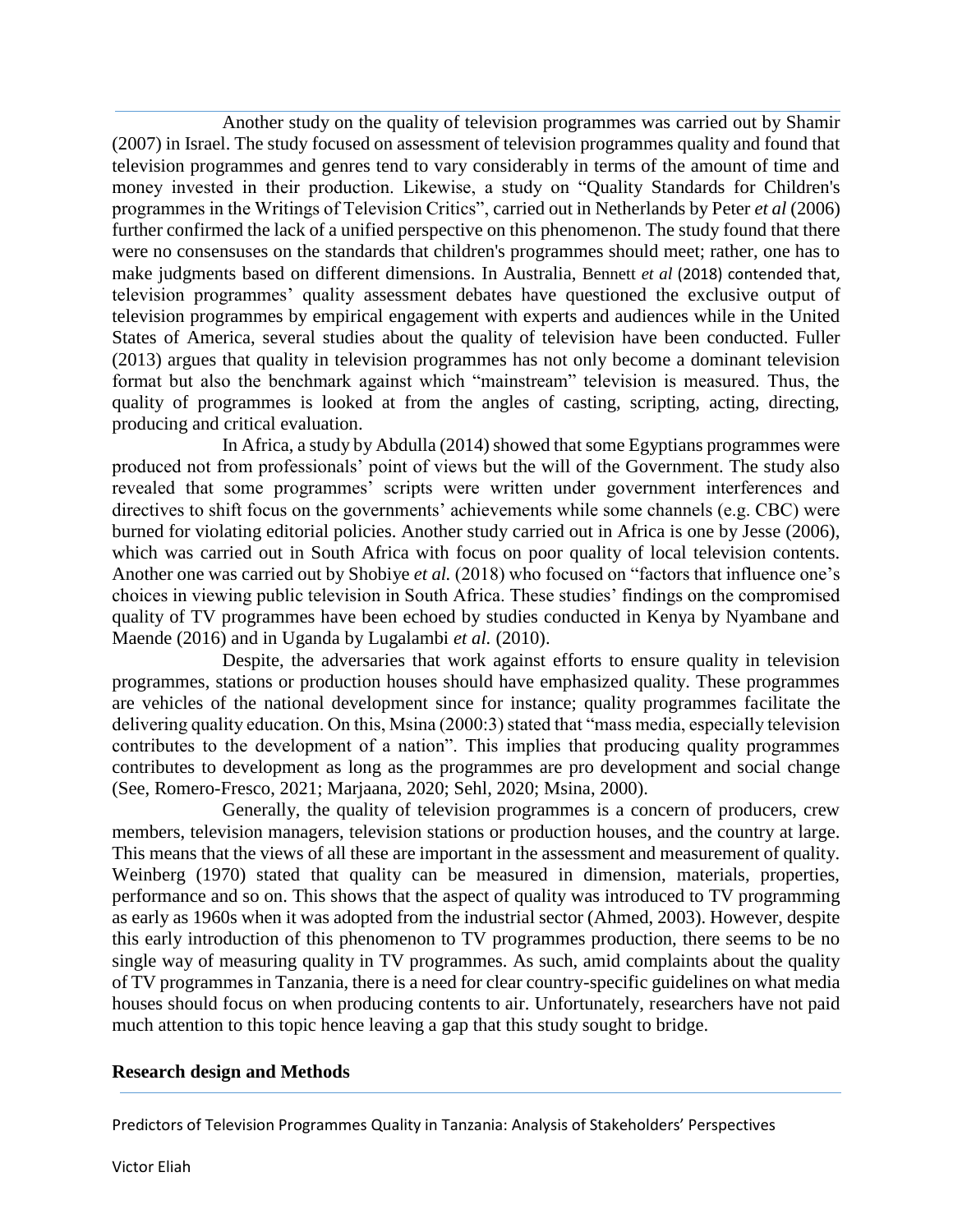Another study on the quality of television programmes was carried out by Shamir (2007) in Israel. The study focused on assessment of television programmes quality and found that television programmes and genres tend to vary considerably in terms of the amount of time and money invested in their production. Likewise, a study on "Quality Standards for Children's programmes in the Writings of Television Critics", carried out in Netherlands by Peter *et al* (2006) further confirmed the lack of a unified perspective on this phenomenon. The study found that there were no consensuses on the standards that children's programmes should meet; rather, one has to make judgments based on different dimensions. In Australia, Bennett *et al* (2018) contended that, television programmes' quality assessment debates have questioned the exclusive output of television programmes by empirical engagement with experts and audiences while in the United States of America, several studies about the quality of television have been conducted. Fuller (2013) argues that quality in television programmes has not only become a dominant television format but also the benchmark against which "mainstream" television is measured. Thus, the quality of programmes is looked at from the angles of casting, scripting, acting, directing, producing and critical evaluation.

In Africa, a study by Abdulla (2014) showed that some Egyptians programmes were produced not from professionals' point of views but the will of the Government. The study also revealed that some programmes' scripts were written under government interferences and directives to shift focus on the governments' achievements while some channels (e.g. CBC) were burned for violating editorial policies. Another study carried out in Africa is one by Jesse (2006), which was carried out in South Africa with focus on poor quality of local television contents. Another one was carried out by Shobiye *et al.* (2018) who focused on "factors that influence one's choices in viewing public television in South Africa. These studies' findings on the compromised quality of TV programmes have been echoed by studies conducted in Kenya by Nyambane and Maende (2016) and in Uganda by Lugalambi *et al.* (2010).

Despite, the adversaries that work against efforts to ensure quality in television programmes, stations or production houses should have emphasized quality. These programmes are vehicles of the national development since for instance; quality programmes facilitate the delivering quality education. On this, Msina (2000:3) stated that "mass media, especially television contributes to the development of a nation". This implies that producing quality programmes contributes to development as long as the programmes are pro development and social change (See, Romero-Fresco, 2021; Marjaana, 2020; Sehl, 2020; Msina, 2000).

Generally, the quality of television programmes is a concern of producers, crew members, television managers, television stations or production houses, and the country at large. This means that the views of all these are important in the assessment and measurement of quality. Weinberg (1970) stated that quality can be measured in dimension, materials, properties, performance and so on. This shows that the aspect of quality was introduced to TV programming as early as 1960s when it was adopted from the industrial sector (Ahmed, 2003). However, despite this early introduction of this phenomenon to TV programmes production, there seems to be no single way of measuring quality in TV programmes. As such, amid complaints about the quality of TV programmes in Tanzania, there is a need for clear country-specific guidelines on what media houses should focus on when producing contents to air. Unfortunately, researchers have not paid much attention to this topic hence leaving a gap that this study sought to bridge.

## Research design and Methods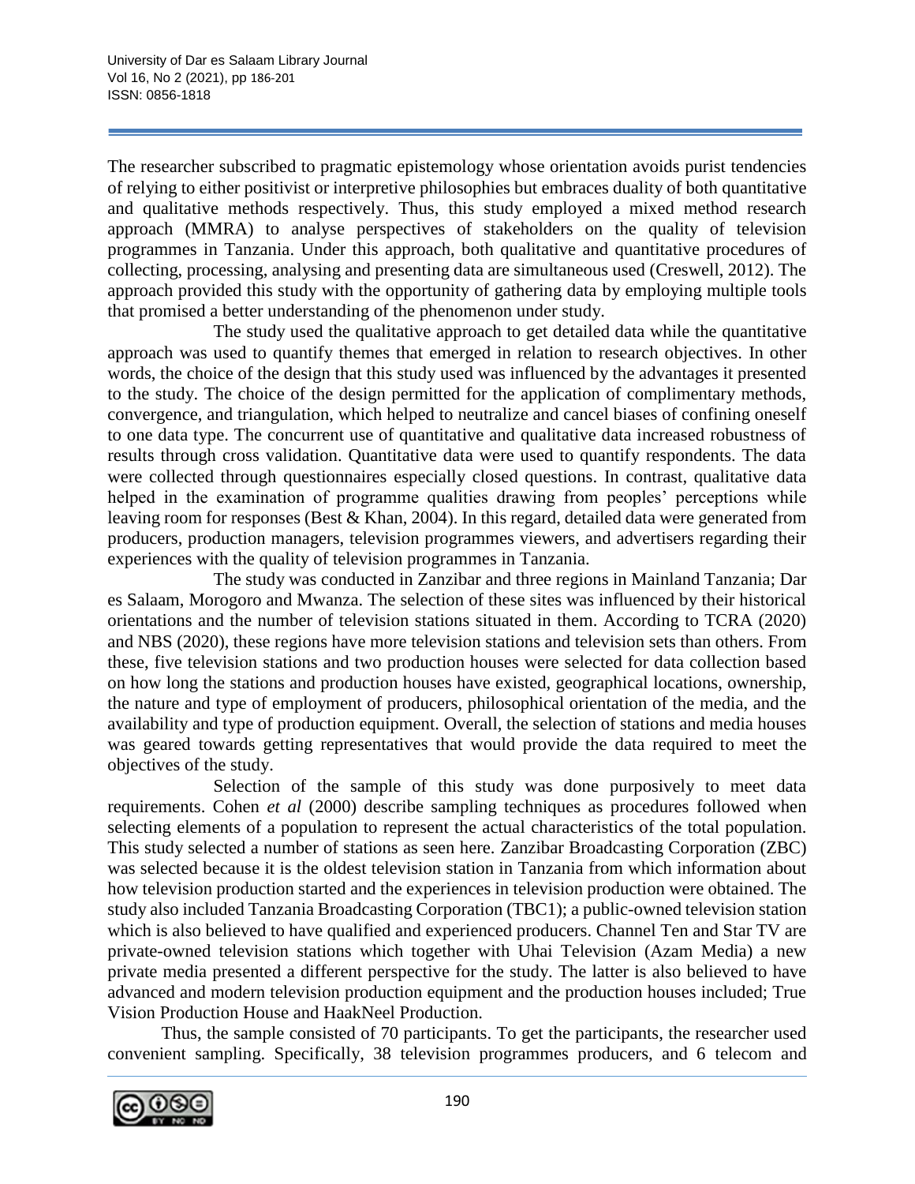The researcher subscribed to pragmatic epistemology whose orientation avoids purist tendencies of relying to either positivist or interpretive philosophies but embraces duality of both quantitative and qualitative methods respectively. Thus, this study employed a mixed method research approach (MMRA) to analyse perspectives of stakeholders on the quality of television programmes in Tanzania. Under this approach, both qualitative and quantitative procedures of collecting, processing, analysing and presenting data are simultaneous used (Creswell, 2012). The approach provided this study with the opportunity of gathering data by employing multiple tools that promised a better understanding of the phenomenon under study.

The study used the qualitative approach to get detailed data while the quantitative approach was used to quantify themes that emerged in relation to research objectives. In other words, the choice of the design that this study used was influenced by the advantages it presented to the study. The choice of the design permitted for the application of complimentary methods, convergence, and triangulation, which helped to neutralize and cancel biases of confining oneself to one data type. The concurrent use of quantitative and qualitative data increased robustness of results through cross validation. Quantitative data were used to quantify respondents. The data were collected through questionnaires especially closed questions. In contrast, qualitative data helped in the examination of programme qualities drawing from peoples' perceptions while leaving room for responses (Best & Khan, 2004). In this regard, detailed data were generated from producers, production managers, television programmes viewers, and advertisers regarding their experiences with the quality of television programmes in Tanzania.

The study was conducted in Zanzibar and three regions in Mainland Tanzania; Dar es Salaam, Morogoro and Mwanza. The selection of these sites was influenced by their historical orientations and the number of television stations situated in them. According to TCRA (2020) and NBS (2020), these regions have more television stations and television sets than others. From these, five television stations and two production houses were selected for data collection based on how long the stations and production houses have existed, geographical locations, ownership, the nature and type of employment of producers, philosophical orientation of the media, and the availability and type of production equipment. Overall, the selection of stations and media houses was geared towards getting representatives that would provide the data required to meet the objectives of the study.

Selection of the sample of this study was done purposively to meet data requirements. Cohen *et al* (2000) describe sampling techniques as procedures followed when selecting elements of a population to represent the actual characteristics of the total population. This study selected a number of stations as seen here. Zanzibar Broadcasting Corporation (ZBC) was selected because it is the oldest television station in Tanzania from which information about how television production started and the experiences in television production were obtained. The study also included Tanzania Broadcasting Corporation (TBC1); a public-owned television station which is also believed to have qualified and experienced producers. Channel Ten and Star TV are private-owned television stations which together with Uhai Television (Azam Media) a new private media presented a different perspective for the study. The latter is also believed to have advanced and modern television production equipment and the production houses included; True Vision Production House and HaakNeel Production.

Thus, the sample consisted of 70 participants. To get the participants, the researcher used convenient sampling. Specifically, 38 television programmes producers, and 6 telecom and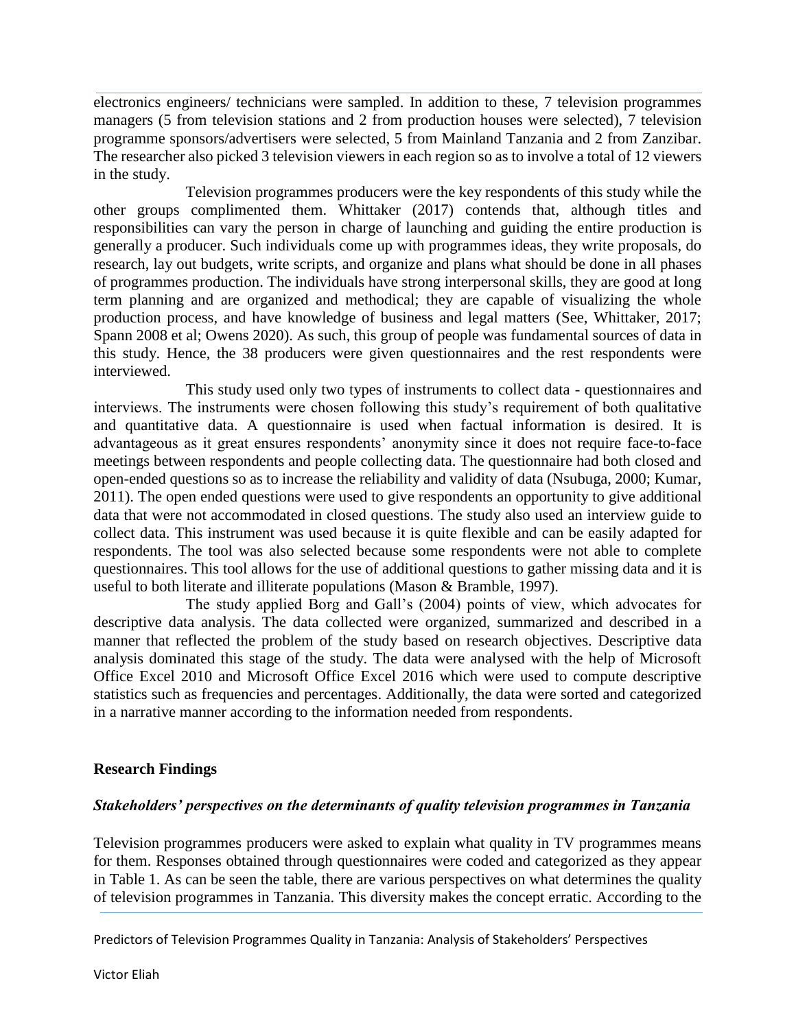electronics engineers/ technicians were sampled. In addition to these, 7 television programmes managers (5 from television stations and 2 from production houses were selected), 7 television programme sponsors/advertisers were selected, 5 from Mainland Tanzania and 2 from Zanzibar. The researcher also picked 3 television viewers in each region so as to involve a total of 12 viewers in the study.

Television programmes producers were the key respondents of this study while the other groups complimented them. Whittaker (2017) contends that, although titles and responsibilities can vary the person in charge of launching and guiding the entire production is generally a producer. Such individuals come up with programmes ideas, they write proposals, do research, lay out budgets, write scripts, and organize and plans what should be done in all phases of programmes production. The individuals have strong interpersonal skills, they are good at long term planning and are organized and methodical; they are capable of visualizing the whole production process, and have knowledge of business and legal matters (See, Whittaker, 2017; Spann 2008 et al; Owens 2020). As such, this group of people was fundamental sources of data in this study. Hence, the 38 producers were given questionnaires and the rest respondents were interviewed.

This study used only two types of instruments to collect data - questionnaires and interviews. The instruments were chosen following this study's requirement of both qualitative and quantitative data. A questionnaire is used when factual information is desired. It is advantageous as it great ensures respondents' anonymity since it does not require face-to-face meetings between respondents and people collecting data. The questionnaire had both closed and open-ended questions so as to increase the reliability and validity of data (Nsubuga, 2000; Kumar, 2011). The open ended questions were used to give respondents an opportunity to give additional data that were not accommodated in closed questions. The study also used an interview guide to collect data. This instrument was used because it is quite flexible and can be easily adapted for respondents. The tool was also selected because some respondents were not able to complete questionnaires. This tool allows for the use of additional questions to gather missing data and it is useful to both literate and illiterate populations (Mason & Bramble, 1997).

The study applied Borg and Gall's (2004) points of view, which advocates for descriptive data analysis. The data collected were organized, summarized and described in a manner that reflected the problem of the study based on research objectives. Descriptive data analysis dominated this stage of the study. The data were analysed with the help of Microsoft Office Excel 2010 and Microsoft Office Excel 2016 which were used to compute descriptive statistics such as frequencies and percentages. Additionally, the data were sorted and categorized in a narrative manner according to the information needed from respondents.

## Research Findings

### *Stakeholders' perspectives on the determinants of quality television programmes in Tanzania*

Television programmes producers were asked to explain what quality in TV programmes means for them. Responses obtained through questionnaires were coded and categorized as they appear in Table 1. As can be seen the table, there are various perspectives on what determines the quality of television programmes in Tanzania. This diversity makes the concept erratic. According to the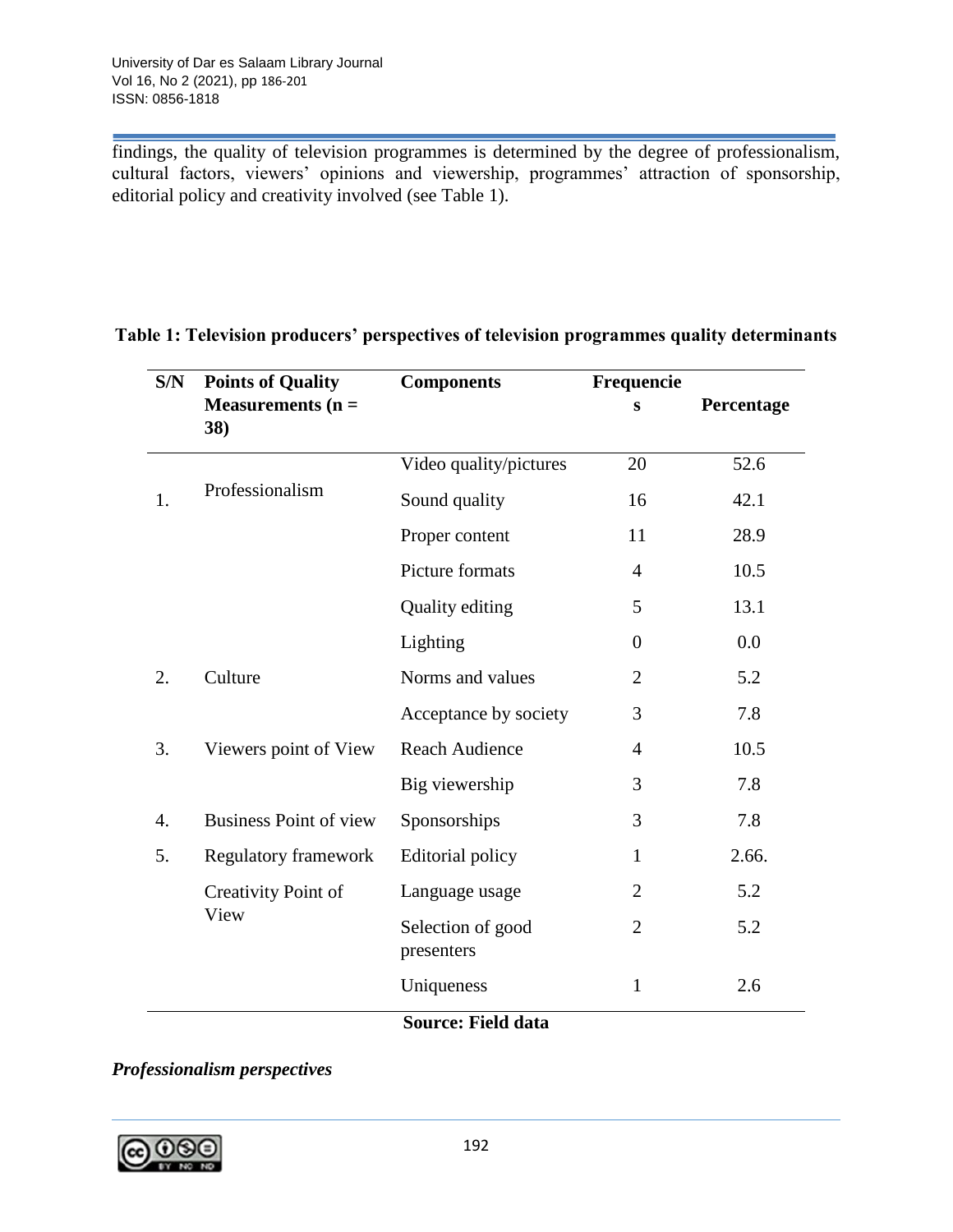findings, the quality of television programmes is determined by the degree of professionalism, cultural factors, viewers' opinions and viewership, programmes' attraction of sponsorship, editorial policy and creativity involved (see Table 1).

**Table 1: Television producers' perspectives of television programmes quality determinants**

| S/N | Points of Quality Measurements (n = 38) | Components | Frequencies | Percentage |
|---|---|---|---|---|
| 1. | Professionalism | Video quality/pictures | 20 | 52.6 |
| | | Sound quality | 16 | 42.1 |
| | | Proper content | 11 | 28.9 |
| | | Picture formats | 4 | 10.5 |
| | | Quality editing | 5 | 13.1 |
| | | Lighting | 0 | 0.0 |
| 2. | Culture | Norms and values | 2 | 5.2 |
| | | Acceptance by society | 3 | 7.8 |
| 3. | Viewers point of View | Reach Audience | 4 | 10.5 |
| | | Big viewership | 3 | 7.8 |
| 4. | Business Point of view | Sponsorships | 3 | 7.8 |
| 5. | Regulatory framework | Editorial policy | 1 | 2.66. |
| | Creativity Point of View | Language usage | 2 | 5.2 |
| | | Selection of good presenters | 2 | 5.2 |
| | | Uniqueness | 1 | 2.6 |

**Source: Field data**

***Professionalism perspectives***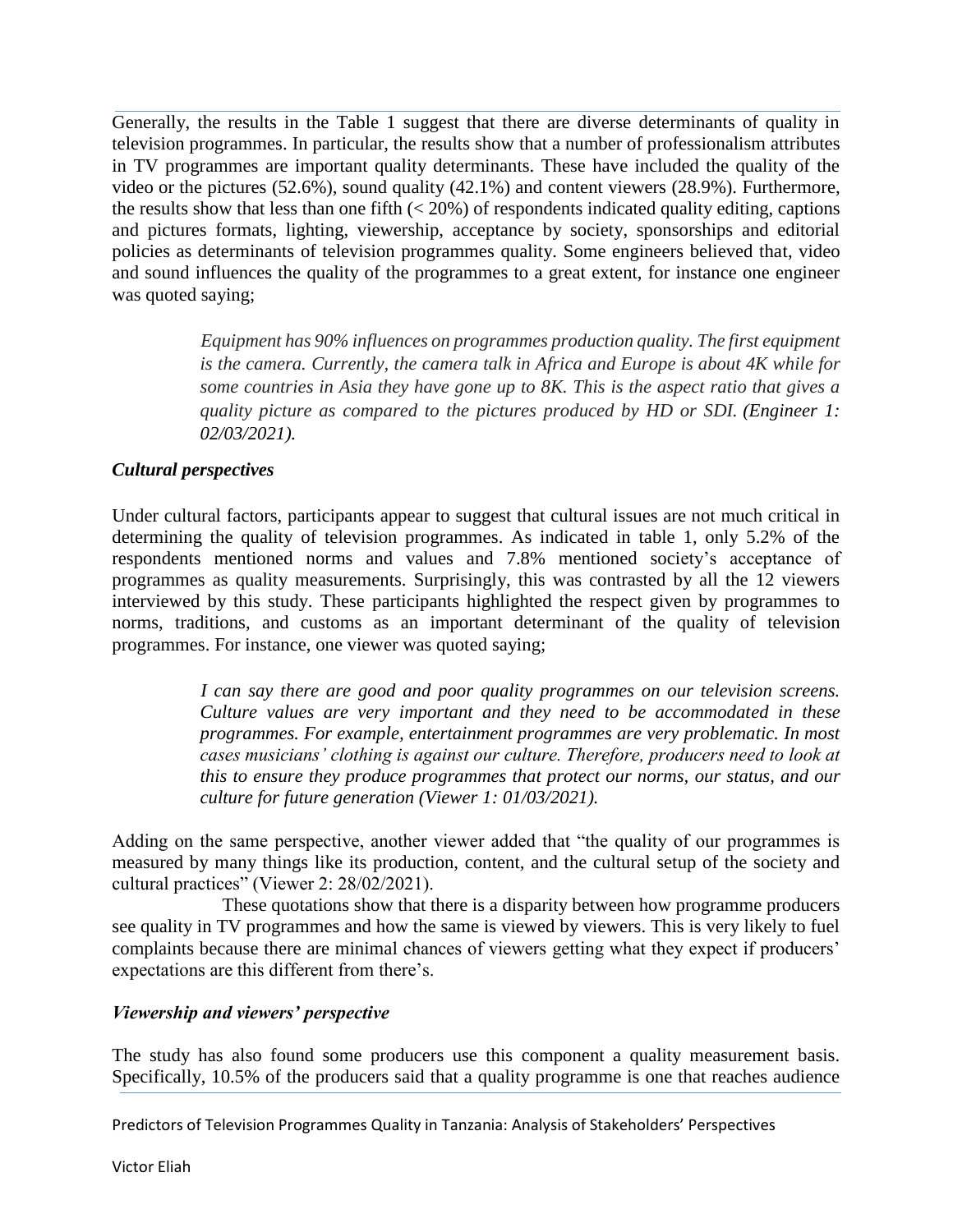Generally, the results in the Table 1 suggest that there are diverse determinants of quality in television programmes. In particular, the results show that a number of professionalism attributes in TV programmes are important quality determinants. These have included the quality of the video or the pictures (52.6%), sound quality (42.1%) and content viewers (28.9%). Furthermore, the results show that less than one fifth (< 20%) of respondents indicated quality editing, captions and pictures formats, lighting, viewership, acceptance by society, sponsorships and editorial policies as determinants of television programmes quality. Some engineers believed that, video and sound influences the quality of the programmes to a great extent, for instance one engineer was quoted saying;

> *Equipment has 90% influences on programmes production quality. The first equipment is the camera. Currently, the camera talk in Africa and Europe is about 4K while for some countries in Asia they have gone up to 8K. This is the aspect ratio that gives a quality picture as compared to the pictures produced by HD or SDI. **(Engineer 1: 02/03/2021).***

### *Cultural perspectives*

Under cultural factors, participants appear to suggest that cultural issues are not much critical in determining the quality of television programmes. As indicated in table 1, only 5.2% of the respondents mentioned norms and values and 7.8% mentioned society's acceptance of programmes as quality measurements. Surprisingly, this was contrasted by all the 12 viewers interviewed by this study. These participants highlighted the respect given by programmes to norms, traditions, and customs as an important determinant of the quality of television programmes. For instance, one viewer was quoted saying;

> *I can say there are good and poor quality programmes on our television screens. Culture values are very important and they need to be accommodated in these programmes. For example, entertainment programmes are very problematic. In most cases musicians' clothing is against our culture. Therefore, producers need to look at this to ensure they produce programmes that protect our norms, our status, and our culture for future generation (Viewer 1: 01/03/2021).*

Adding on the same perspective, another viewer added that "the quality of our programmes is measured by many things like its production, content, and the cultural setup of the society and cultural practices" (Viewer 2: 28/02/2021).

These quotations show that there is a disparity between how programme producers see quality in TV programmes and how the same is viewed by viewers. This is very likely to fuel complaints because there are minimal chances of viewers getting what they expect if producers' expectations are this different from there's.

### *Viewership and viewers' perspective*

The study has also found some producers use this component a quality measurement basis. Specifically, 10.5% of the producers said that a quality programme is one that reaches audience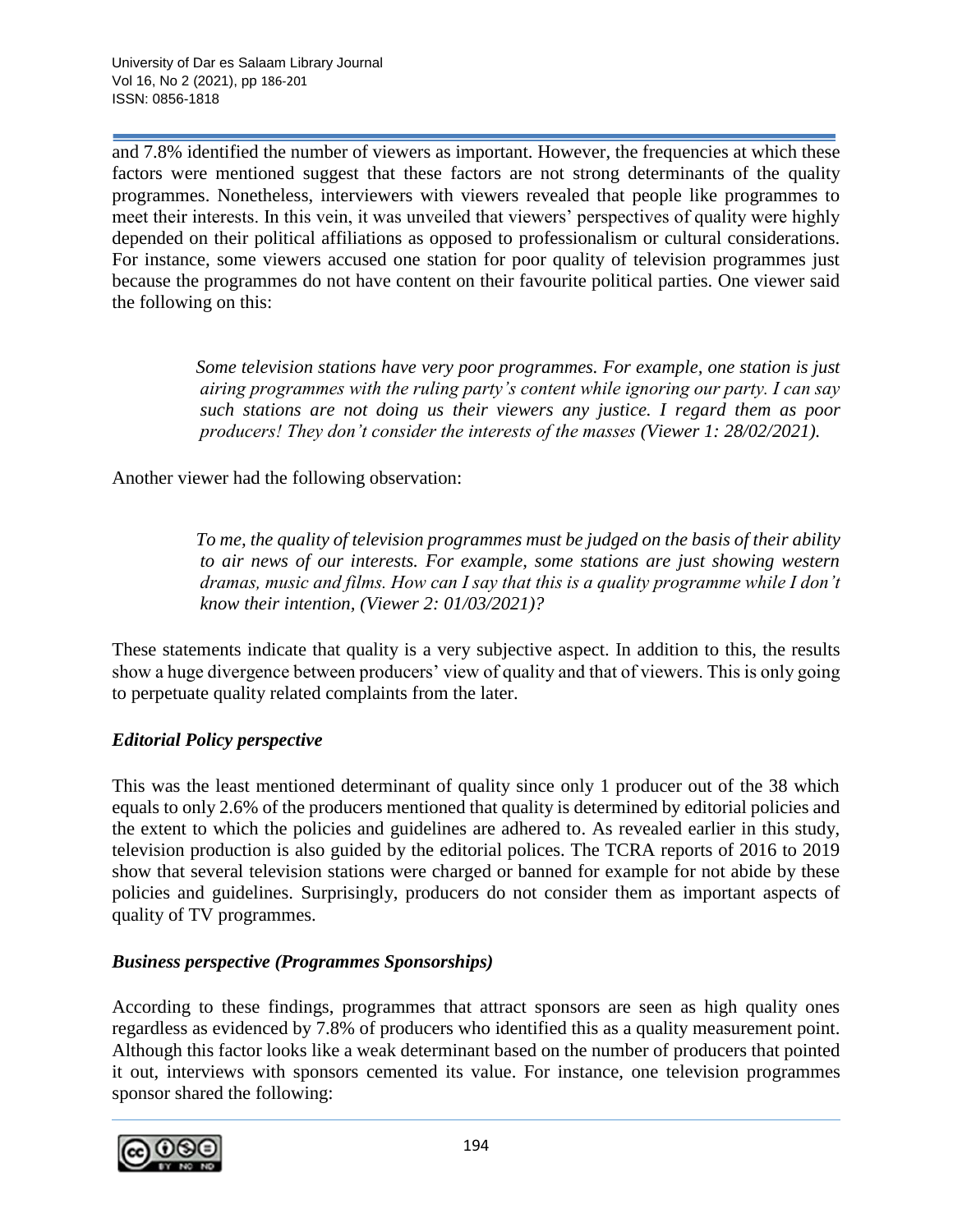and 7.8% identified the number of viewers as important. However, the frequencies at which these factors were mentioned suggest that these factors are not strong determinants of the quality programmes. Nonetheless, interviewers with viewers revealed that people like programmes to meet their interests. In this vein, it was unveiled that viewers' perspectives of quality were highly depended on their political affiliations as opposed to professionalism or cultural considerations. For instance, some viewers accused one station for poor quality of television programmes just because the programmes do not have content on their favourite political parties. One viewer said the following on this:

> *Some television stations have very poor programmes. For example, one station is just airing programmes with the ruling party's content while ignoring our party. I can say such stations are not doing us their viewers any justice. I regard them as poor producers! They don't consider the interests of the masses (Viewer 1: 28/02/2021).*

Another viewer had the following observation:

> *To me, the quality of television programmes must be judged on the basis of their ability to air news of our interests. For example, some stations are just showing western dramas, music and films. How can I say that this is a quality programme while I don't know their intention, (Viewer 2: 01/03/2021)?*

These statements indicate that quality is a very subjective aspect. In addition to this, the results show a huge divergence between producers' view of quality and that of viewers. This is only going to perpetuate quality related complaints from the later.

### *Editorial Policy perspective*

This was the least mentioned determinant of quality since only 1 producer out of the 38 which equals to only 2.6% of the producers mentioned that quality is determined by editorial policies and the extent to which the policies and guidelines are adhered to. As revealed earlier in this study, television production is also guided by the editorial polices. The TCRA reports of 2016 to 2019 show that several television stations were charged or banned for example for not abide by these policies and guidelines. Surprisingly, producers do not consider them as important aspects of quality of TV programmes.

### *Business perspective (Programmes Sponsorships)*

According to these findings, programmes that attract sponsors are seen as high quality ones regardless as evidenced by 7.8% of producers who identified this as a quality measurement point. Although this factor looks like a weak determinant based on the number of producers that pointed it out, interviews with sponsors cemented its value. For instance, one television programmes sponsor shared the following: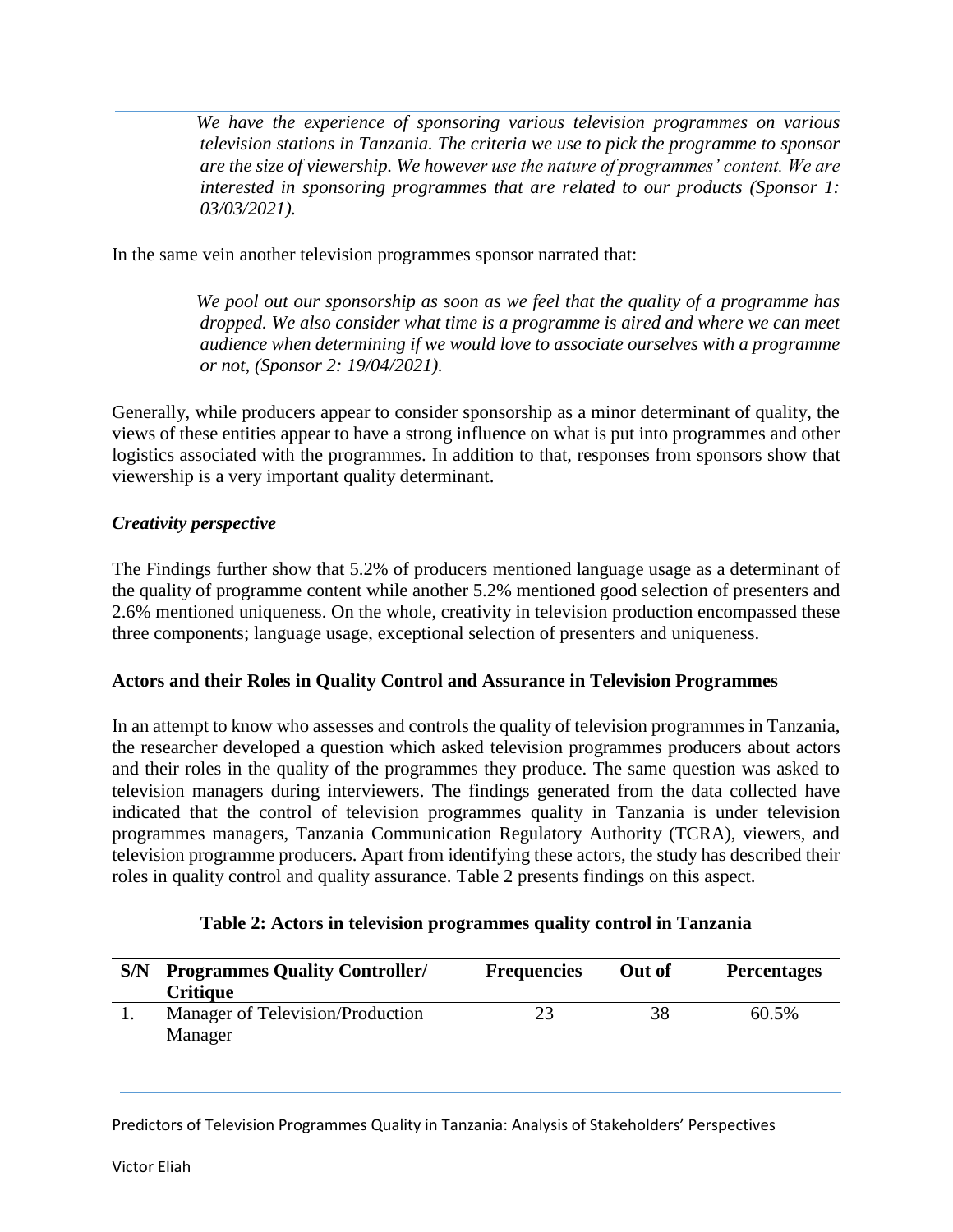> *We have the experience of sponsoring various television programmes on various television stations in Tanzania. The criteria we use to pick the programme to sponsor are the size of viewership. We however use the nature of programmes' content. We are interested in sponsoring programmes that are related to our products (Sponsor 1: 03/03/2021).*

In the same vein another television programmes sponsor narrated that:

> *We pool out our sponsorship as soon as we feel that the quality of a programme has dropped. We also consider what time is a programme is aired and where we can meet audience when determining if we would love to associate ourselves with a programme or not, (Sponsor 2: 19/04/2021).*

Generally, while producers appear to consider sponsorship as a minor determinant of quality, the views of these entities appear to have a strong influence on what is put into programmes and other logistics associated with the programmes. In addition to that, responses from sponsors show that viewership is a very important quality determinant.

***Creativity perspective***

The Findings further show that 5.2% of producers mentioned language usage as a determinant of the quality of programme content while another 5.2% mentioned good selection of presenters and 2.6% mentioned uniqueness. On the whole, creativity in television production encompassed these three components; language usage, exceptional selection of presenters and uniqueness.

**Actors and their Roles in Quality Control and Assurance in Television Programmes**

In an attempt to know who assesses and controls the quality of television programmes in Tanzania, the researcher developed a question which asked television programmes producers about actors and their roles in the quality of the programmes they produce. The same question was asked to television managers during interviewers. The findings generated from the data collected have indicated that the control of television programmes quality in Tanzania is under television programmes managers, Tanzania Communication Regulatory Authority (TCRA), viewers, and television programme producers. Apart from identifying these actors, the study has described their roles in quality control and quality assurance. Table 2 presents findings on this aspect.

**Table 2: Actors in television programmes quality control in Tanzania**

| S/N | Programmes Quality Controller/ Critique | Frequencies | Out of | Percentages |
|---|---|---|---|---|
| 1. | Manager of Television/Production Manager | 23 | 38 | 60.5% |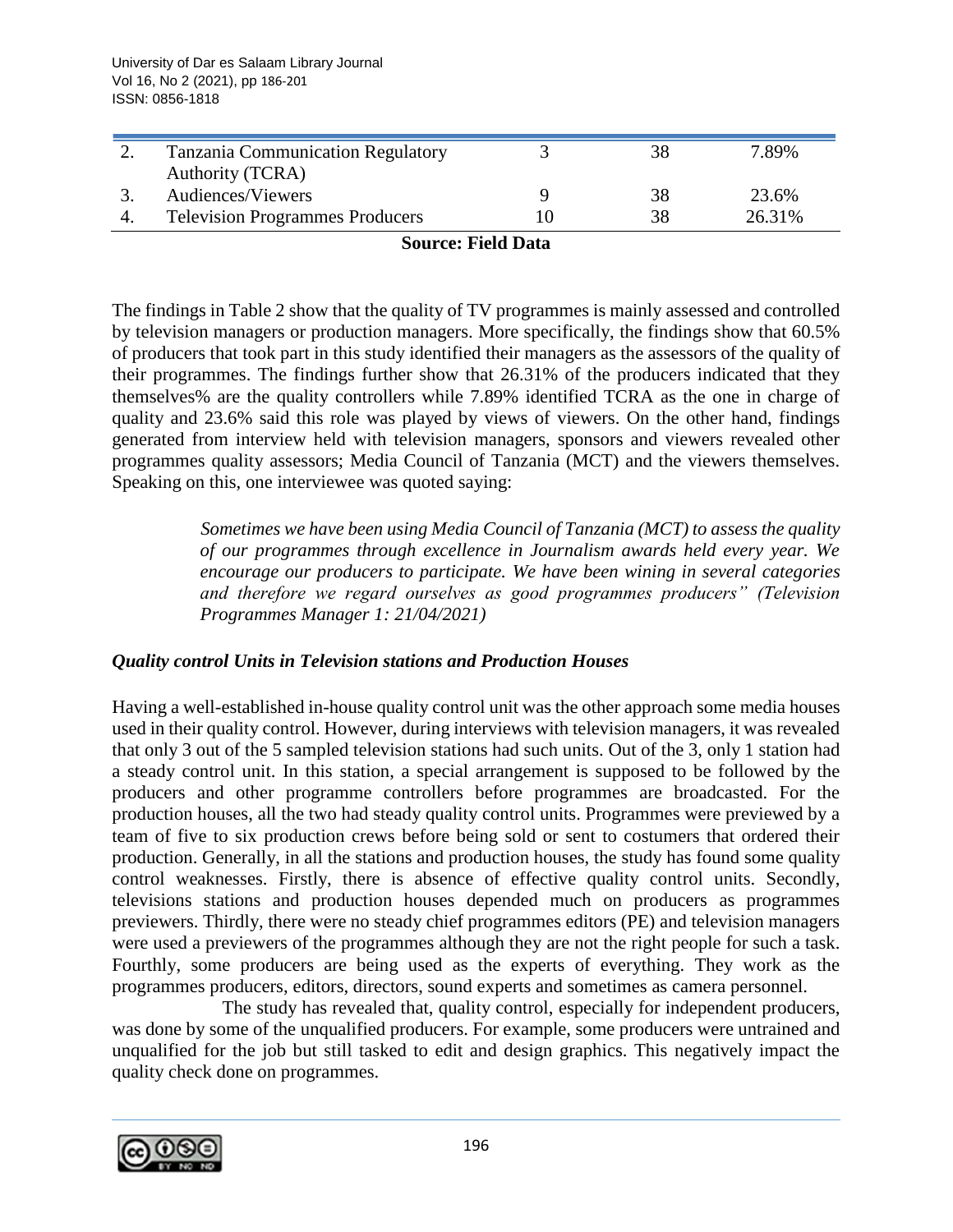| 2. | Tanzania Communication Regulatory Authority (TCRA) | 3 | 38 | 7.89% |
|---|---|---|---|---|
| 3. | Audiences/Viewers | 9 | 38 | 23.6% |
| 4. | Television Programmes Producers | 10 | 38 | 26.31% |

**Source: Field Data**

The findings in Table 2 show that the quality of TV programmes is mainly assessed and controlled by television managers or production managers. More specifically, the findings show that 60.5% of producers that took part in this study identified their managers as the assessors of the quality of their programmes. The findings further show that 26.31% of the producers indicated that they themselves% are the quality controllers while 7.89% identified TCRA as the one in charge of quality and 23.6% said this role was played by views of viewers. On the other hand, findings generated from interview held with television managers, sponsors and viewers revealed other programmes quality assessors; Media Council of Tanzania (MCT) and the viewers themselves. Speaking on this, one interviewee was quoted saying:

> *Sometimes we have been using Media Council of Tanzania (MCT) to assess the quality of our programmes through excellence in Journalism awards held every year. We encourage our producers to participate. We have been wining in several categories and therefore we regard ourselves as good programmes producers" (Television Programmes Manager 1: 21/04/2021)*

### *Quality control Units in Television stations and Production Houses*

Having a well-established in-house quality control unit was the other approach some media houses used in their quality control. However, during interviews with television managers, it was revealed that only 3 out of the 5 sampled television stations had such units. Out of the 3, only 1 station had a steady control unit. In this station, a special arrangement is supposed to be followed by the producers and other programme controllers before programmes are broadcasted. For the production houses, all the two had steady quality control units. Programmes were previewed by a team of five to six production crews before being sold or sent to costumers that ordered their production. Generally, in all the stations and production houses, the study has found some quality control weaknesses. Firstly, there is absence of effective quality control units. Secondly, televisions stations and production houses depended much on producers as programmes previewers. Thirdly, there were no steady chief programmes editors (PE) and television managers were used a previewers of the programmes although they are not the right people for such a task. Fourthly, some producers are being used as the experts of everything. They work as the programmes producers, editors, directors, sound experts and sometimes as camera personnel.

The study has revealed that, quality control, especially for independent producers, was done by some of the unqualified producers. For example, some producers were untrained and unqualified for the job but still tasked to edit and design graphics. This negatively impact the quality check done on programmes.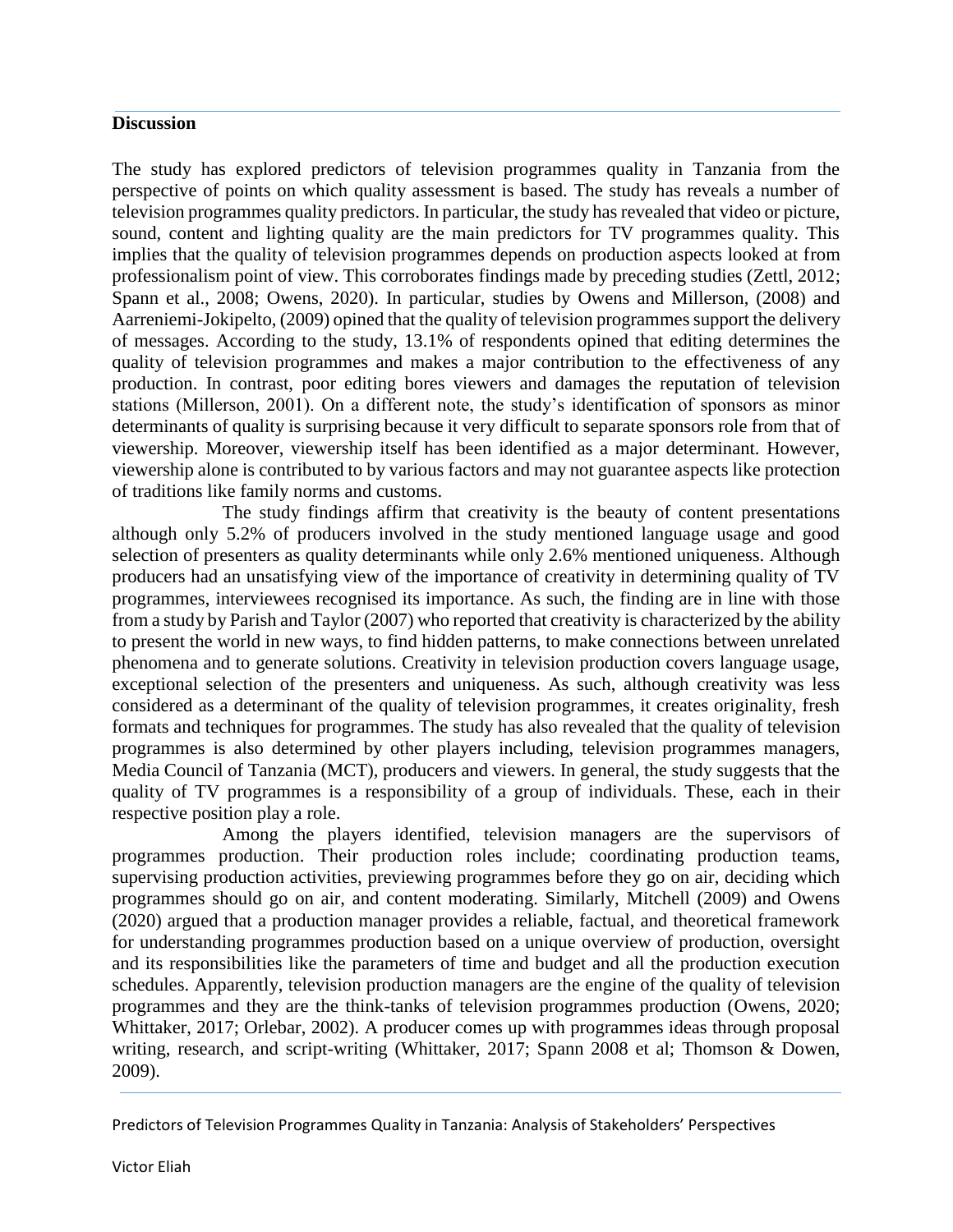**Discussion**

The study has explored predictors of television programmes quality in Tanzania from the perspective of points on which quality assessment is based. The study has reveals a number of television programmes quality predictors. In particular, the study has revealed that video or picture, sound, content and lighting quality are the main predictors for TV programmes quality. This implies that the quality of television programmes depends on production aspects looked at from professionalism point of view. This corroborates findings made by preceding studies (Zettl, 2012; Spann et al., 2008; Owens, 2020). In particular, studies by Owens and Millerson, (2008) and Aarreniemi-Jokipelto, (2009) opined that the quality of television programmes support the delivery of messages. According to the study, 13.1% of respondents opined that editing determines the quality of television programmes and makes a major contribution to the effectiveness of any production. In contrast, poor editing bores viewers and damages the reputation of television stations (Millerson, 2001). On a different note, the study's identification of sponsors as minor determinants of quality is surprising because it very difficult to separate sponsors role from that of viewership. Moreover, viewership itself has been identified as a major determinant. However, viewership alone is contributed to by various factors and may not guarantee aspects like protection of traditions like family norms and customs.

The study findings affirm that creativity is the beauty of content presentations although only 5.2% of producers involved in the study mentioned language usage and good selection of presenters as quality determinants while only 2.6% mentioned uniqueness. Although producers had an unsatisfying view of the importance of creativity in determining quality of TV programmes, interviewees recognised its importance. As such, the finding are in line with those from a study by Parish and Taylor (2007) who reported that creativity is characterized by the ability to present the world in new ways, to find hidden patterns, to make connections between unrelated phenomena and to generate solutions. Creativity in television production covers language usage, exceptional selection of the presenters and uniqueness. As such, although creativity was less considered as a determinant of the quality of television programmes, it creates originality, fresh formats and techniques for programmes. The study has also revealed that the quality of television programmes is also determined by other players including, television programmes managers, Media Council of Tanzania (MCT), producers and viewers. In general, the study suggests that the quality of TV programmes is a responsibility of a group of individuals. These, each in their respective position play a role.

Among the players identified, television managers are the supervisors of programmes production. Their production roles include; coordinating production teams, supervising production activities, previewing programmes before they go on air, deciding which programmes should go on air, and content moderating. Similarly, Mitchell (2009) and Owens (2020) argued that a production manager provides a reliable, factual, and theoretical framework for understanding programmes production based on a unique overview of production, oversight and its responsibilities like the parameters of time and budget and all the production execution schedules. Apparently, television production managers are the engine of the quality of television programmes and they are the think-tanks of television programmes production (Owens, 2020; Whittaker, 2017; Orlebar, 2002). A producer comes up with programmes ideas through proposal writing, research, and script-writing (Whittaker, 2017; Spann 2008 et al; Thomson & Dowen, 2009).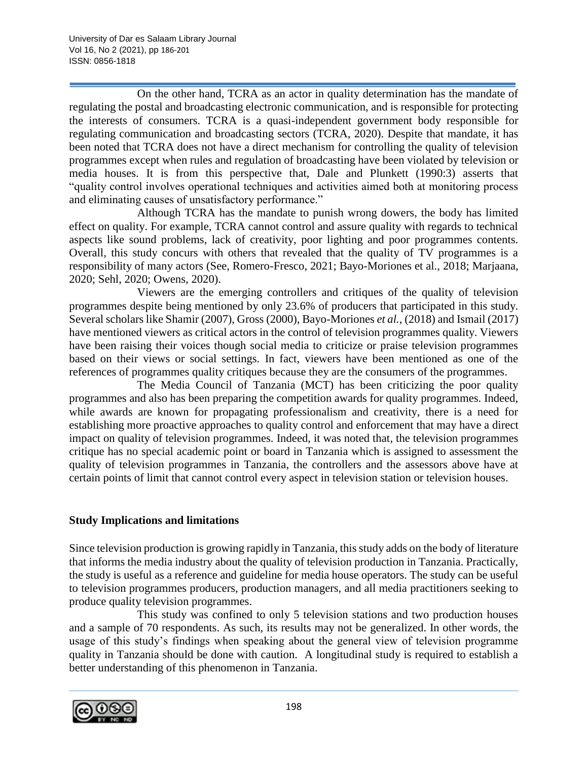On the other hand, TCRA as an actor in quality determination has the mandate of regulating the postal and broadcasting electronic communication, and is responsible for protecting the interests of consumers. TCRA is a quasi-independent government body responsible for regulating communication and broadcasting sectors (TCRA, 2020). Despite that mandate, it has been noted that TCRA does not have a direct mechanism for controlling the quality of television programmes except when rules and regulation of broadcasting have been violated by television or media houses. It is from this perspective that, Dale and Plunkett (1990:3) asserts that "quality control involves operational techniques and activities aimed both at monitoring process and eliminating causes of unsatisfactory performance."

Although TCRA has the mandate to punish wrong dowers, the body has limited effect on quality. For example, TCRA cannot control and assure quality with regards to technical aspects like sound problems, lack of creativity, poor lighting and poor programmes contents. Overall, this study concurs with others that revealed that the quality of TV programmes is a responsibility of many actors (See, Romero-Fresco, 2021; Bayo-Moriones et al., 2018; Marjaana, 2020; Sehl, 2020; Owens, 2020).

Viewers are the emerging controllers and critiques of the quality of television programmes despite being mentioned by only 23.6% of producers that participated in this study. Several scholars like Shamir (2007), Gross (2000), Bayo-Moriones *et al.*, (2018) and Ismail (2017) have mentioned viewers as critical actors in the control of television programmes quality. Viewers have been raising their voices though social media to criticize or praise television programmes based on their views or social settings. In fact, viewers have been mentioned as one of the references of programmes quality critiques because they are the consumers of the programmes.

The Media Council of Tanzania (MCT) has been criticizing the poor quality programmes and also has been preparing the competition awards for quality programmes. Indeed, while awards are known for propagating professionalism and creativity, there is a need for establishing more proactive approaches to quality control and enforcement that may have a direct impact on quality of television programmes. Indeed, it was noted that, the television programmes critique has no special academic point or board in Tanzania which is assigned to assessment the quality of television programmes in Tanzania, the controllers and the assessors above have at certain points of limit that cannot control every aspect in television station or television houses.

## Study Implications and limitations

Since television production is growing rapidly in Tanzania, this study adds on the body of literature that informs the media industry about the quality of television production in Tanzania. Practically, the study is useful as a reference and guideline for media house operators. The study can be useful to television programmes producers, production managers, and all media practitioners seeking to produce quality television programmes.

This study was confined to only 5 television stations and two production houses and a sample of 70 respondents. As such, its results may not be generalized. In other words, the usage of this study's findings when speaking about the general view of television programme quality in Tanzania should be done with caution. A longitudinal study is required to establish a better understanding of this phenomenon in Tanzania.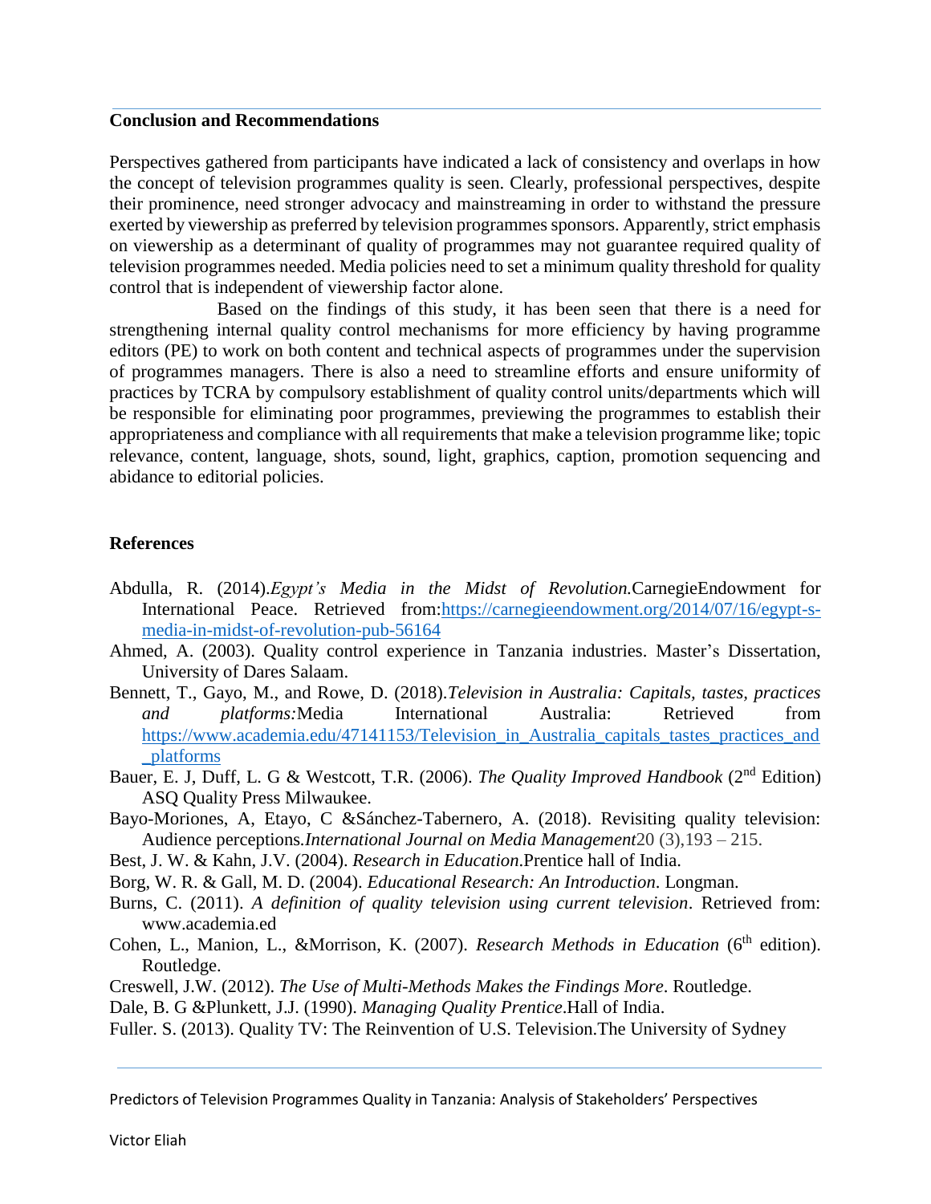## Conclusion and Recommendations

Perspectives gathered from participants have indicated a lack of consistency and overlaps in how the concept of television programmes quality is seen. Clearly, professional perspectives, despite their prominence, need stronger advocacy and mainstreaming in order to withstand the pressure exerted by viewership as preferred by television programmes sponsors. Apparently, strict emphasis on viewership as a determinant of quality of programmes may not guarantee required quality of television programmes needed. Media policies need to set a minimum quality threshold for quality control that is independent of viewership factor alone.

Based on the findings of this study, it has been seen that there is a need for strengthening internal quality control mechanisms for more efficiency by having programme editors (PE) to work on both content and technical aspects of programmes under the supervision of programmes managers. There is also a need to streamline efforts and ensure uniformity of practices by TCRA by compulsory establishment of quality control units/departments which will be responsible for eliminating poor programmes, previewing the programmes to establish their appropriateness and compliance with all requirements that make a television programme like; topic relevance, content, language, shots, sound, light, graphics, caption, promotion sequencing and abidance to editorial policies.

## References

Abdulla, R. (2014).*Egypt's Media in the Midst of Revolution.*CarnegieEndowment for International Peace. Retrieved from:https://carnegieendowment.org/2014/07/16/egypt-s-media-in-midst-of-revolution-pub-56164

Ahmed, A. (2003). Quality control experience in Tanzania industries. Master's Dissertation, University of Dares Salaam.

Bennett, T., Gayo, M., and Rowe, D. (2018).*Television in Australia: Capitals, tastes, practices and platforms:*Media International Australia: Retrieved from https://www.academia.edu/47141153/Television_in_Australia_capitals_tastes_practices_and_platforms

Bauer, E. J, Duff, L. G & Westcott, T.R. (2006). *The Quality Improved Handbook* (2nd Edition) ASQ Quality Press Milwaukee.

Bayo-Moriones, A, Etayo, C &Sánchez-Tabernero, A. (2018). Revisiting quality television: Audience perceptions.*International Journal on Media Management*20 (3),193 – 215.

Best, J. W. & Kahn, J.V. (2004). *Research in Education*.Prentice hall of India.

Borg, W. R. & Gall, M. D. (2004). *Educational Research: An Introduction*. Longman.

Burns, C. (2011). *A definition of quality television using current television*. Retrieved from: www.academia.ed

Cohen, L., Manion, L., &Morrison, K. (2007). *Research Methods in Education* (6th edition). Routledge.

Creswell, J.W. (2012). *The Use of Multi-Methods Makes the Findings More*. Routledge.

Dale, B. G &Plunkett, J.J. (1990). *Managing Quality Prentice*.Hall of India.

Fuller. S. (2013). Quality TV: The Reinvention of U.S. Television.The University of Sydney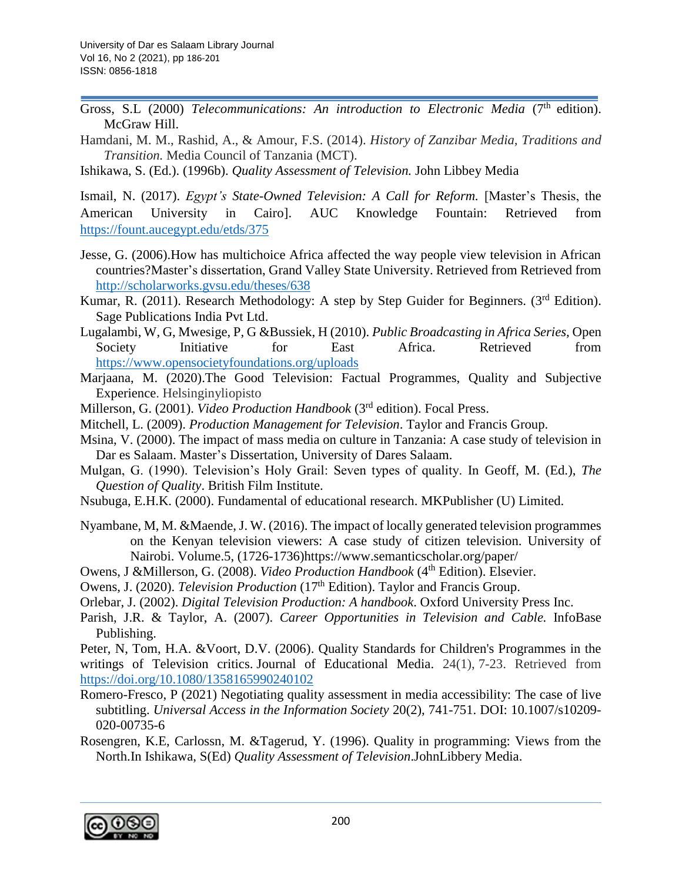Gross, S.L (2000) *Telecommunications: An introduction to Electronic Media* (7th edition). McGraw Hill.

Hamdani, M. M., Rashid, A., & Amour, F.S. (2014). *History of Zanzibar Media, Traditions and Transition.* Media Council of Tanzania (MCT).

Ishikawa, S. (Ed.). (1996b). *Quality Assessment of Television.* John Libbey Media

Ismail, N. (2017). *Egypt's State-Owned Television: A Call for Reform.* [Master's Thesis, the American University in Cairo]. AUC Knowledge Fountain: Retrieved from https://fount.aucegypt.edu/etds/375

Jesse, G. (2006).How has multichoice Africa affected the way people view television in African countries?Master's dissertation, Grand Valley State University. Retrieved from Retrieved from http://scholarworks.gvsu.edu/theses/638

Kumar, R. (2011). Research Methodology: A step by Step Guider for Beginners. (3rd Edition). Sage Publications India Pvt Ltd.

Lugalambi, W, G, Mwesige, P, G &Bussiek, H (2010). *Public Broadcasting in Africa Series,* Open Society Initiative for East Africa. Retrieved from https://www.opensocietyfoundations.org/uploads

Marjaana, M. (2020).The Good Television: Factual Programmes, Quality and Subjective Experience. Helsinginyliopisto

Millerson, G. (2001). *Video Production Handbook* (3rd edition). Focal Press.

Mitchell, L. (2009). *Production Management for Television*. Taylor and Francis Group.

Msina, V. (2000). The impact of mass media on culture in Tanzania: A case study of television in Dar es Salaam. Master's Dissertation, University of Dares Salaam.

Mulgan, G. (1990). Television's Holy Grail: Seven types of quality. In Geoff, M. (Ed.), *The Question of Quality*. British Film Institute.

Nsubuga, E.H.K. (2000). Fundamental of educational research. MKPublisher (U) Limited.

Nyambane, M, M. &Maende, J. W. (2016). The impact of locally generated television programmes on the Kenyan television viewers: A case study of citizen television. University of Nairobi. Volume.5, (1726-1736)https://www.semanticscholar.org/paper/

Owens, J &Millerson, G. (2008). *Video Production Handbook* (4th Edition). Elsevier.

Owens, J. (2020). *Television Production* (17th Edition). Taylor and Francis Group.

Orlebar, J. (2002). *Digital Television Production: A handbook.* Oxford University Press Inc.

Parish, J.R. & Taylor, A. (2007). *Career Opportunities in Television and Cable.* InfoBase Publishing.

Peter, N, Tom, H.A. &Voort, D.V. (2006). Quality Standards for Children's Programmes in the writings of Television critics. Journal of Educational Media. 24(1), 7-23. Retrieved from https://doi.org/10.1080/1358165990240102

Romero-Fresco, P (2021) Negotiating quality assessment in media accessibility: The case of live subtitling. *Universal Access in the Information Society* 20(2), 741-751. DOI: 10.1007/s10209-020-00735-6

Rosengren, K.E, Carlossn, M. &Tagerud, Y. (1996). Quality in programming: Views from the North.In Ishikawa, S(Ed) *Quality Assessment of Television*.JohnLibbery Media.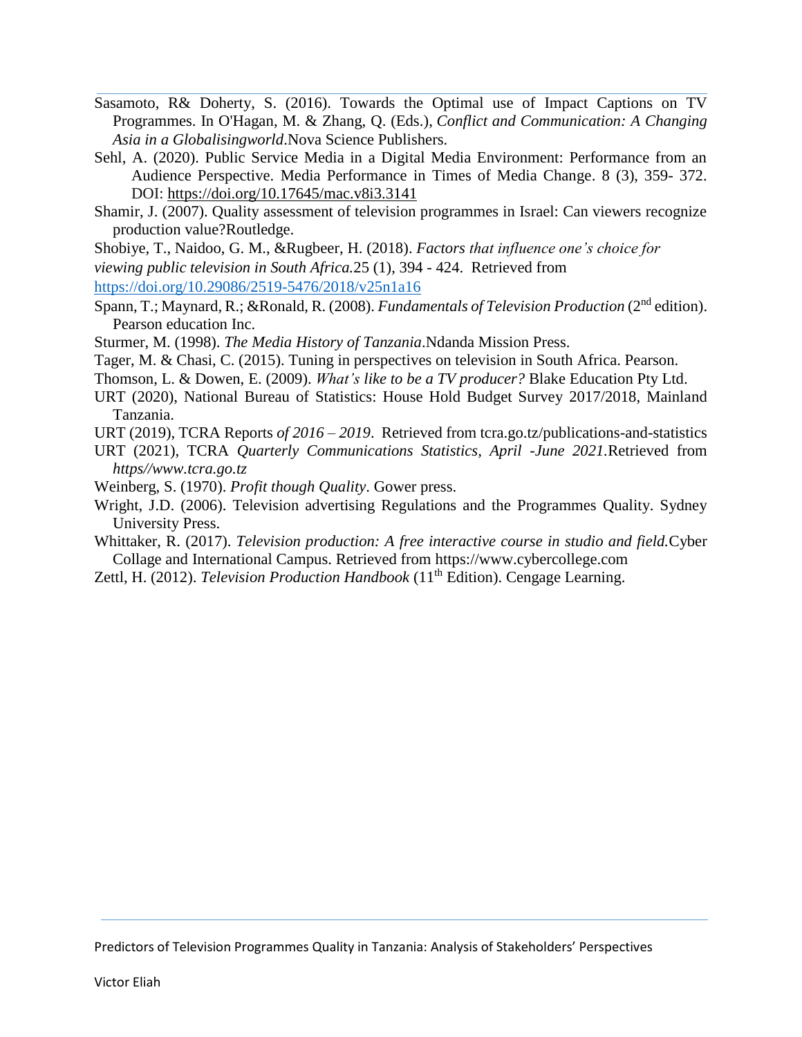Sasamoto, R& Doherty, S. (2016). Towards the Optimal use of Impact Captions on TV Programmes. In O'Hagan, M. & Zhang, Q. (Eds.), *Conflict and Communication: A Changing Asia in a Globalisingworld*.Nova Science Publishers.

Sehl, A. (2020). Public Service Media in a Digital Media Environment: Performance from an Audience Perspective. Media Performance in Times of Media Change. 8 (3), 359- 372. DOI: https://doi.org/10.17645/mac.v8i3.3141

Shamir, J. (2007). Quality assessment of television programmes in Israel: Can viewers recognize production value?Routledge.

Shobiye, T., Naidoo, G. M., &Rugbeer, H. (2018). *Factors that influence one's choice for viewing public television in South Africa.*25 (1), 394 - 424. Retrieved from https://doi.org/10.29086/2519-5476/2018/v25n1a16

Spann, T.; Maynard, R.; &Ronald, R. (2008). *Fundamentals of Television Production* (2nd edition). Pearson education Inc.

Sturmer, M. (1998). *The Media History of Tanzania*.Ndanda Mission Press.

Tager, M. & Chasi, C. (2015). Tuning in perspectives on television in South Africa. Pearson.

Thomson, L. & Dowen, E. (2009). *What's like to be a TV producer?* Blake Education Pty Ltd.

URT (2020), National Bureau of Statistics: House Hold Budget Survey 2017/2018, Mainland Tanzania.

URT (2019), TCRA Reports *of 2016 – 2019*. Retrieved from tcra.go.tz/publications-and-statistics

URT (2021), TCRA *Quarterly Communications Statistics, April -June 2021*.Retrieved from *https//www.tcra.go.tz*

Weinberg, S. (1970). *Profit though Quality*. Gower press.

Wright, J.D. (2006). Television advertising Regulations and the Programmes Quality. Sydney University Press.

Whittaker, R. (2017). *Television production: A free interactive course in studio and field.*Cyber Collage and International Campus. Retrieved from https://www.cybercollege.com

Zettl, H. (2012). *Television Production Handbook* (11th Edition). Cengage Learning.